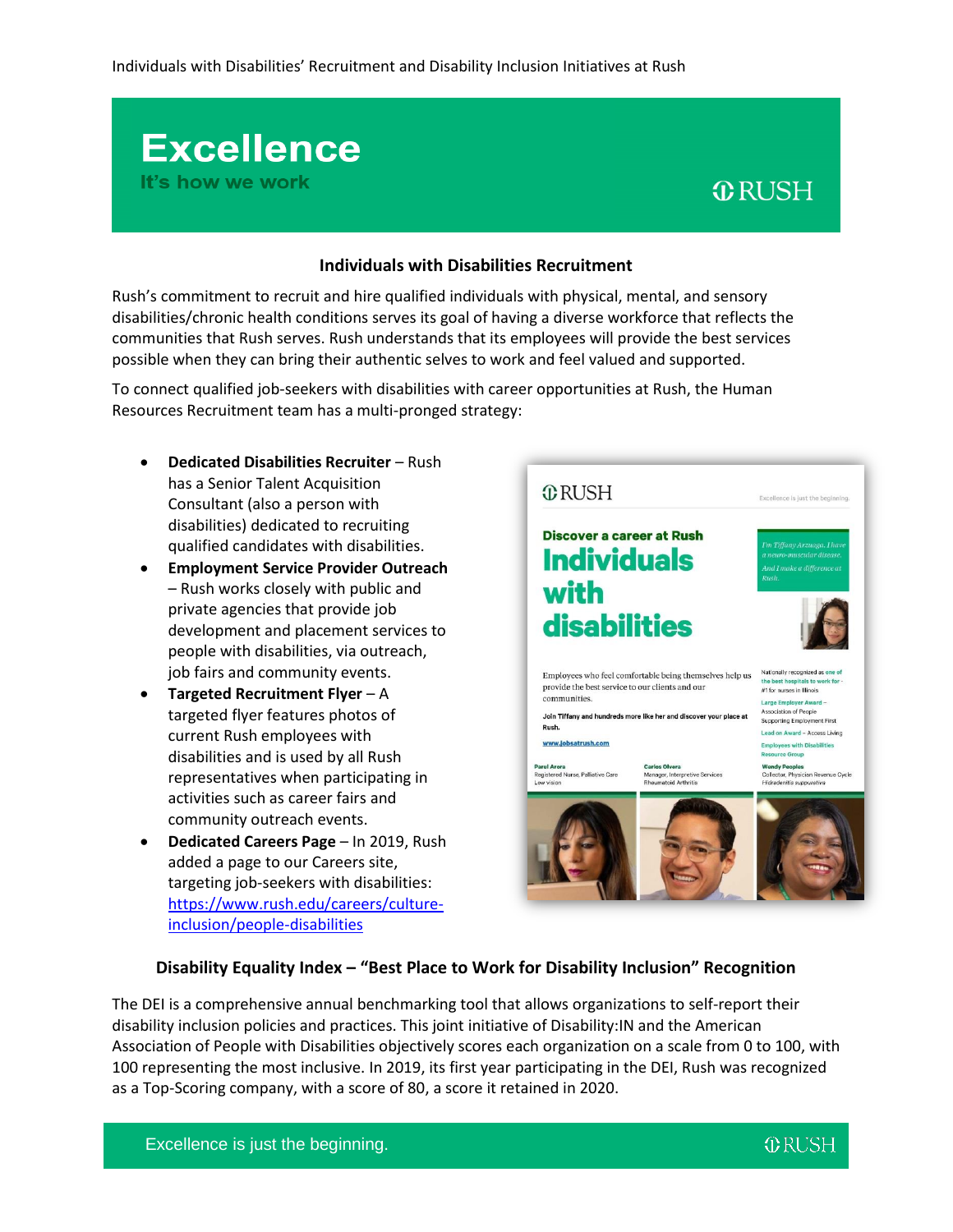Individuals with Disabilities' Recruitment and Disability Inclusion Initiatives at Rush

# Excellence

It's how we work

RUSH

## Individuals with Disabilities Recruitment

Rush's commitment to recruit and hire qualified individuals with physical, mental, and sensory disabilities/chronic health conditions serves its goal of having a diverse workforce that reflects the communities that Rush serves. Rush understands that its employees will provide the best services possible when they can bring their authentic selves to work and feel valued and supported.

To connect qualified job-seekers with disabilities with career opportunities at Rush, the Human Resources Recruitment team has a multi-pronged strategy:

- **Dedicated Disabilities Recruiter** – Rush has a Senior Talent Acquisition Consultant (also a person with disabilities) dedicated to recruiting qualified candidates with disabilities.
- **Employment Service Provider Outreach** – Rush works closely with public and private agencies that provide job development and placement services to people with disabilities, via outreach, job fairs and community events.
- **Targeted Recruitment Flyer** – A targeted flyer features photos of current Rush employees with disabilities and is used by all Rush representatives when participating in activities such as career fairs and community outreach events.
- **Dedicated Careers Page** – In 2019, Rush added a page to our Careers site, targeting job-seekers with disabilities: [https://www.rush.edu/careers/culture-inclusion/people-disabilities](https://www.rush.edu/careers/culture-inclusion/people-disabilities)

RUSH

Excellence is just the beginning.

Discover a career at Rush

**Individuals with disabilities**

*I'm Tiffany Arzuaga. I have a neuro-muscular disease. And I make a difference at Rush.*

Employees who feel comfortable being themselves help us provide the best service to our clients and our communities.

**Join Tiffany and hundreds more like her and discover your place at Rush.**

www.jobsatrush.com

Nationally recognized as one of the best hospitals to work for - #1 for nurses in Illinois

Large Employer Award – Association of People Supporting Employment First

Lead on Award – Access Living

Employees with Disabilities Resource Group

**Parul Arora**
Registered Nurse, Palliative Care
Low vision

**Carlos Olvera**
Manager, Interpretive Services
Rheumatoid Arthritis

**Wendy Peoples**
Collector, Physician Revenue Cycle
Hidradenitis suppurativa

## Disability Equality Index – "Best Place to Work for Disability Inclusion" Recognition

The DEI is a comprehensive annual benchmarking tool that allows organizations to self-report their disability inclusion policies and practices. This joint initiative of Disability:IN and the American Association of People with Disabilities objectively scores each organization on a scale from 0 to 100, with 100 representing the most inclusive. In 2019, its first year participating in the DEI, Rush was recognized as a Top-Scoring company, with a score of 80, a score it retained in 2020.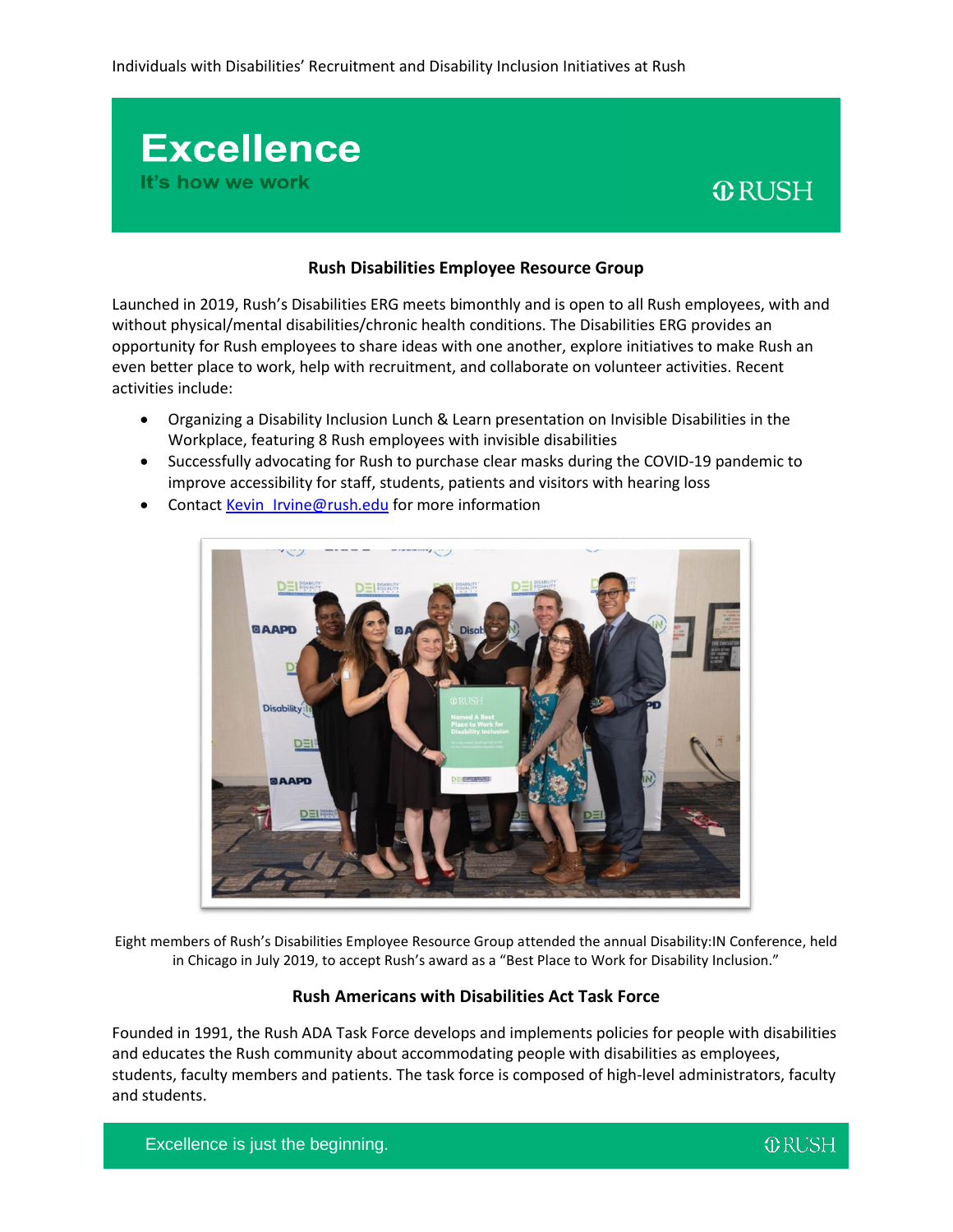## Rush Disabilities Employee Resource Group

Launched in 2019, Rush's Disabilities ERG meets bimonthly and is open to all Rush employees, with and without physical/mental disabilities/chronic health conditions. The Disabilities ERG provides an opportunity for Rush employees to share ideas with one another, explore initiatives to make Rush an even better place to work, help with recruitment, and collaborate on volunteer activities. Recent activities include:

- Organizing a Disability Inclusion Lunch & Learn presentation on Invisible Disabilities in the Workplace, featuring 8 Rush employees with invisible disabilities
- Successfully advocating for Rush to purchase clear masks during the COVID-19 pandemic to improve accessibility for staff, students, patients and visitors with hearing loss
- Contact Kevin_Irvine@rush.edu for more information

Eight members of Rush's Disabilities Employee Resource Group attended the annual Disability:IN Conference, held in Chicago in July 2019, to accept Rush's award as a "Best Place to Work for Disability Inclusion."

## Rush Americans with Disabilities Act Task Force

Founded in 1991, the Rush ADA Task Force develops and implements policies for people with disabilities and educates the Rush community about accommodating people with disabilities as employees, students, faculty members and patients. The task force is composed of high-level administrators, faculty and students.